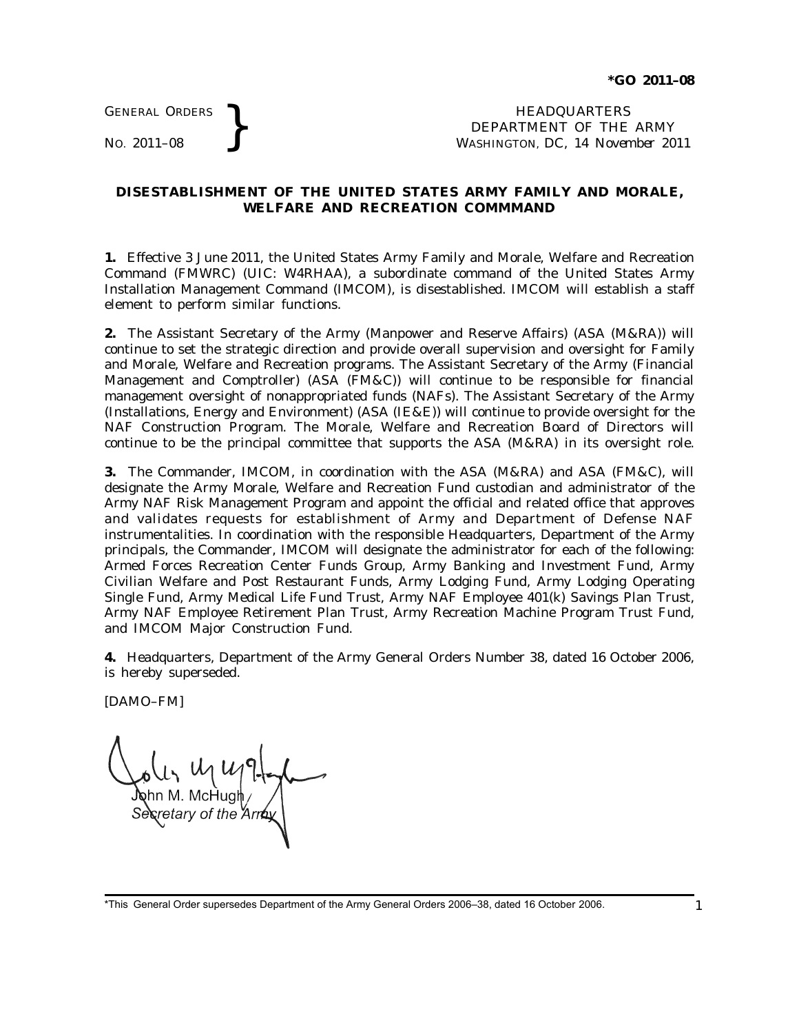**\*GO 2011–08**

GENERAL ORDERS
NO. 2011–08

HEADQUARTERS
DEPARTMENT OF THE ARMY
WASHINGTON, DC, *14 November 2011*

## DISESTABLISHMENT OF THE UNITED STATES ARMY FAMILY AND MORALE, WELFARE AND RECREATION COMMMAND

**1.** Effective 3 June 2011, the United States Army Family and Morale, Welfare and Recreation Command (FMWRC) (UIC: W4RHAA), a subordinate command of the United States Army Installation Management Command (IMCOM), is disestablished. IMCOM will establish a staff element to perform similar functions.

**2.** The Assistant Secretary of the Army (Manpower and Reserve Affairs) (ASA (M&RA)) will continue to set the strategic direction and provide overall supervision and oversight for Family and Morale, Welfare and Recreation programs. The Assistant Secretary of the Army (Financial Management and Comptroller) (ASA (FM&C)) will continue to be responsible for financial management oversight of nonappropriated funds (NAFs). The Assistant Secretary of the Army (Installations, Energy and Environment) (ASA (IE&E)) will continue to provide oversight for the NAF Construction Program. The Morale, Welfare and Recreation Board of Directors will continue to be the principal committee that supports the ASA (M&RA) in its oversight role.

**3.** The Commander, IMCOM, in coordination with the ASA (M&RA) and ASA (FM&C), will designate the Army Morale, Welfare and Recreation Fund custodian and administrator of the Army NAF Risk Management Program and appoint the official and related office that approves and validates requests for establishment of Army and Department of Defense NAF instrumentalities. In coordination with the responsible Headquarters, Department of the Army principals, the Commander, IMCOM will designate the administrator for each of the following: Armed Forces Recreation Center Funds Group, Army Banking and Investment Fund, Army Civilian Welfare and Post Restaurant Funds, Army Lodging Fund, Army Lodging Operating Single Fund, Army Medical Life Fund Trust, Army NAF Employee 401(k) Savings Plan Trust, Army NAF Employee Retirement Plan Trust, Army Recreation Machine Program Trust Fund, and IMCOM Major Construction Fund.

**4.** Headquarters, Department of the Army General Orders Number 38, dated 16 October 2006, is hereby superseded.

[DAMO–FM]

John M. McHugh
*Secretary of the Army*

\*This General Order supersedes Department of the Army General Orders 2006–38, dated 16 October 2006.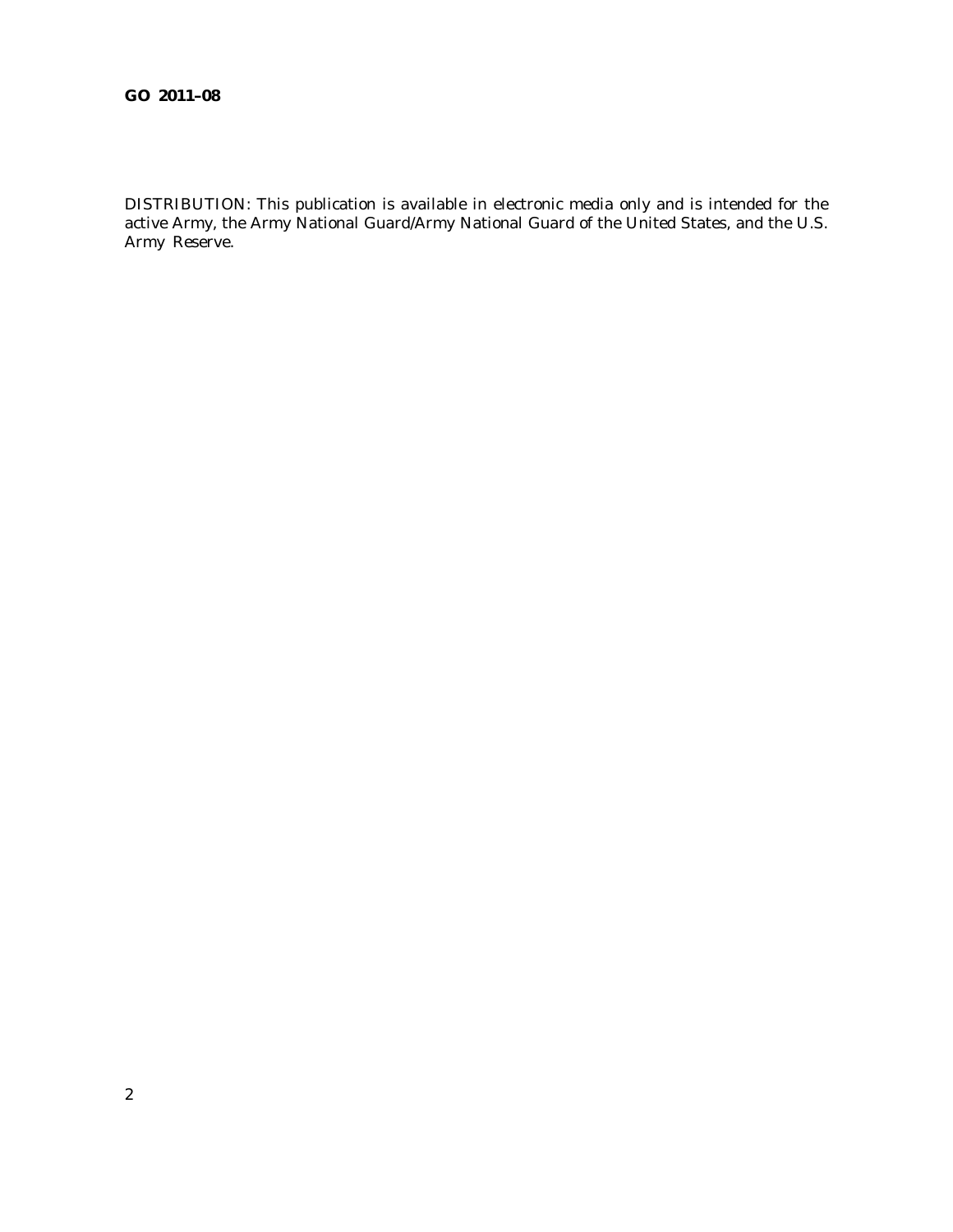DISTRIBUTION: This publication is available in electronic media only and is intended for the active Army, the Army National Guard/Army National Guard of the United States, and the U.S. Army Reserve.